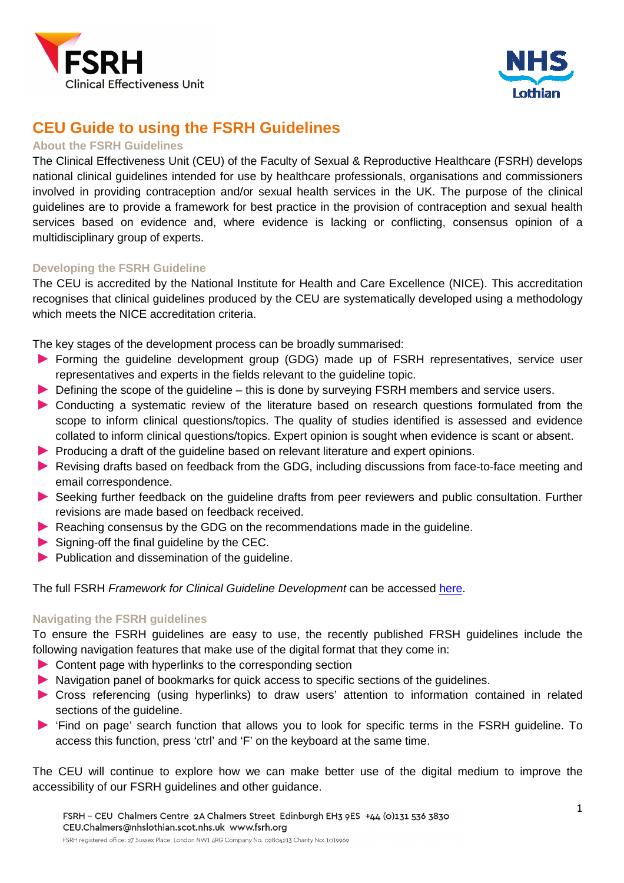# CEU Guide to using the FSRH Guidelines

## About the FSRH Guidelines

The Clinical Effectiveness Unit (CEU) of the Faculty of Sexual & Reproductive Healthcare (FSRH) develops national clinical guidelines intended for use by healthcare professionals, organisations and commissioners involved in providing contraception and/or sexual health services in the UK. The purpose of the clinical guidelines are to provide a framework for best practice in the provision of contraception and sexual health services based on evidence and, where evidence is lacking or conflicting, consensus opinion of a multidisciplinary group of experts.

## Developing the FSRH Guideline

The CEU is accredited by the National Institute for Health and Care Excellence (NICE). This accreditation recognises that clinical guidelines produced by the CEU are systematically developed using a methodology which meets the NICE accreditation criteria.

The key stages of the development process can be broadly summarised:

- Forming the guideline development group (GDG) made up of FSRH representatives, service user representatives and experts in the fields relevant to the guideline topic.
- Defining the scope of the guideline – this is done by surveying FSRH members and service users.
- Conducting a systematic review of the literature based on research questions formulated from the scope to inform clinical questions/topics. The quality of studies identified is assessed and evidence collated to inform clinical questions/topics. Expert opinion is sought when evidence is scant or absent.
- Producing a draft of the guideline based on relevant literature and expert opinions.
- Revising drafts based on feedback from the GDG, including discussions from face-to-face meeting and email correspondence.
- Seeking further feedback on the guideline drafts from peer reviewers and public consultation. Further revisions are made based on feedback received.
- Reaching consensus by the GDG on the recommendations made in the guideline.
- Signing-off the final guideline by the CEC.
- Publication and dissemination of the guideline.

The full FSRH *Framework for Clinical Guideline Development* can be accessed here.

## Navigating the FSRH guidelines

To ensure the FSRH guidelines are easy to use, the recently published FRSH guidelines include the following navigation features that make use of the digital format that they come in:

- Content page with hyperlinks to the corresponding section
- Navigation panel of bookmarks for quick access to specific sections of the guidelines.
- Cross referencing (using hyperlinks) to draw users' attention to information contained in related sections of the guideline.
- 'Find on page' search function that allows you to look for specific terms in the FSRH guideline. To access this function, press 'ctrl' and 'F' on the keyboard at the same time.

The CEU will continue to explore how we can make better use of the digital medium to improve the accessibility of our FSRH guidelines and other guidance.

FSRH – CEU Chalmers Centre 2A Chalmers Street Edinburgh EH3 9ES +44 (0)131 536 3830
CEU.Chalmers@nhslothian.scot.nhs.uk www.fsrh.org
FSRH registered office: 27 Sussex Place, London NW1 4RG Company No. 02804213 Charity No: 1019969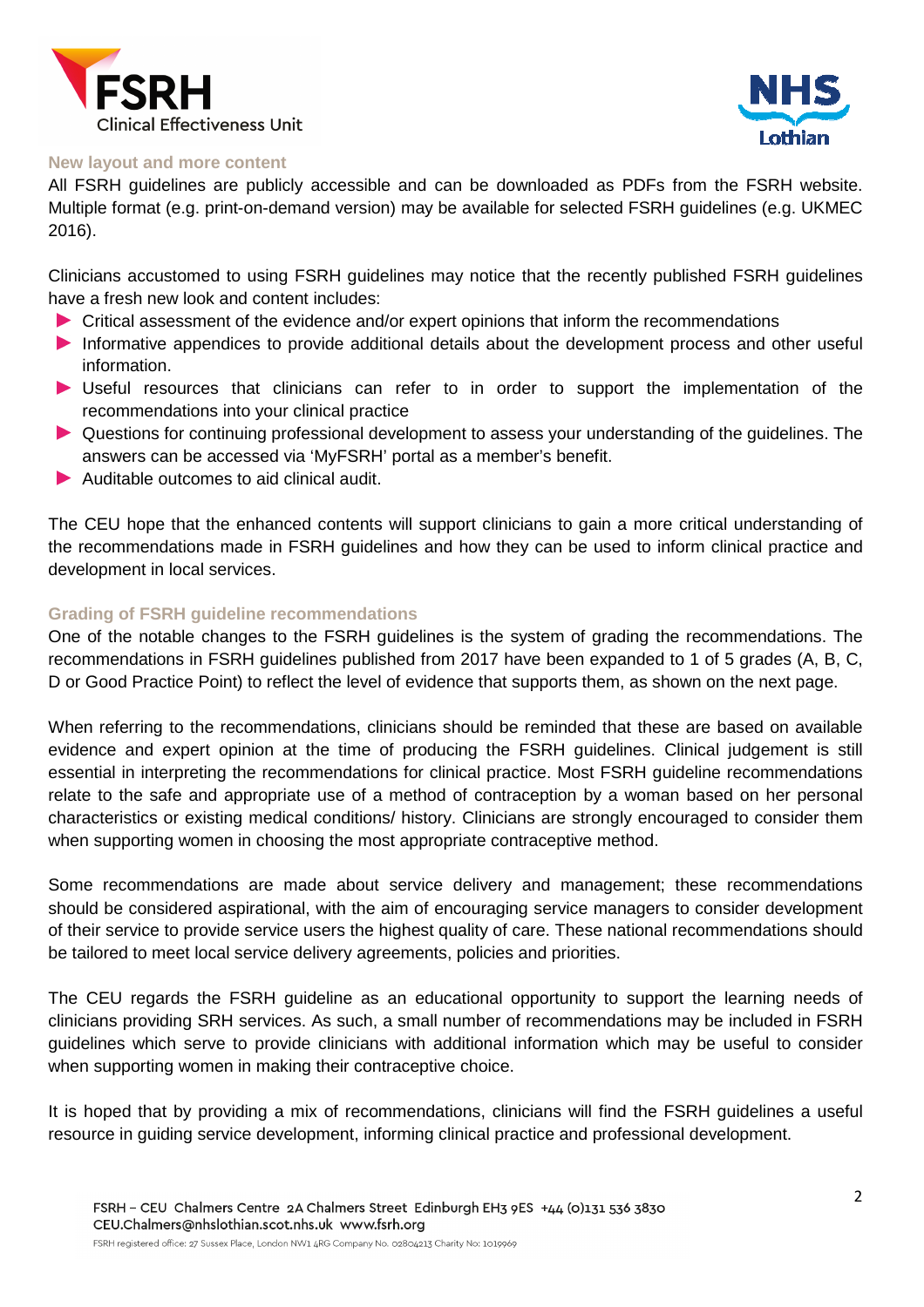### New layout and more content

All FSRH guidelines are publicly accessible and can be downloaded as PDFs from the FSRH website. Multiple format (e.g. print-on-demand version) may be available for selected FSRH guidelines (e.g. UKMEC 2016).

Clinicians accustomed to using FSRH guidelines may notice that the recently published FSRH guidelines have a fresh new look and content includes:

- Critical assessment of the evidence and/or expert opinions that inform the recommendations
- Informative appendices to provide additional details about the development process and other useful information.
- Useful resources that clinicians can refer to in order to support the implementation of the recommendations into your clinical practice
- Questions for continuing professional development to assess your understanding of the guidelines. The answers can be accessed via 'MyFSRH' portal as a member's benefit.
- Auditable outcomes to aid clinical audit.

The CEU hope that the enhanced contents will support clinicians to gain a more critical understanding of the recommendations made in FSRH guidelines and how they can be used to inform clinical practice and development in local services.

### Grading of FSRH guideline recommendations

One of the notable changes to the FSRH guidelines is the system of grading the recommendations. The recommendations in FSRH guidelines published from 2017 have been expanded to 1 of 5 grades (A, B, C, D or Good Practice Point) to reflect the level of evidence that supports them, as shown on the next page.

When referring to the recommendations, clinicians should be reminded that these are based on available evidence and expert opinion at the time of producing the FSRH guidelines. Clinical judgement is still essential in interpreting the recommendations for clinical practice. Most FSRH guideline recommendations relate to the safe and appropriate use of a method of contraception by a woman based on her personal characteristics or existing medical conditions/ history. Clinicians are strongly encouraged to consider them when supporting women in choosing the most appropriate contraceptive method.

Some recommendations are made about service delivery and management; these recommendations should be considered aspirational, with the aim of encouraging service managers to consider development of their service to provide service users the highest quality of care. These national recommendations should be tailored to meet local service delivery agreements, policies and priorities.

The CEU regards the FSRH guideline as an educational opportunity to support the learning needs of clinicians providing SRH services. As such, a small number of recommendations may be included in FSRH guidelines which serve to provide clinicians with additional information which may be useful to consider when supporting women in making their contraceptive choice.

It is hoped that by providing a mix of recommendations, clinicians will find the FSRH guidelines a useful resource in guiding service development, informing clinical practice and professional development.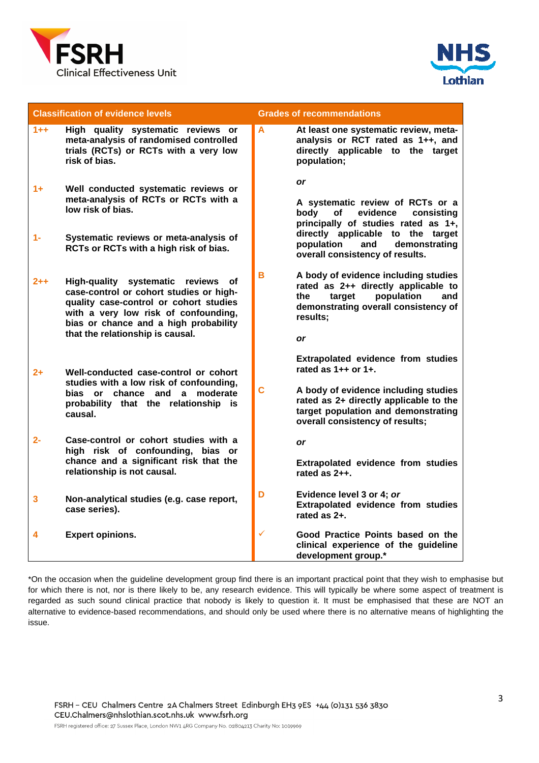| Classification of evidence levels | | Grades of recommendations | |
|---|---|---|---|
| 1++ | High quality systematic reviews or meta-analysis of randomised controlled trials (RCTs) or RCTs with a very low risk of bias. | A | At least one systematic review, meta-analysis or RCT rated as 1++, and directly applicable to the target population; *or* A systematic review of RCTs or a body of evidence consisting principally of studies rated as 1+, directly applicable to the target population and demonstrating overall consistency of results. |
| 1+ | Well conducted systematic reviews or meta-analysis of RCTs or RCTs with a low risk of bias. | | |
| 1- | Systematic reviews or meta-analysis of RCTs or RCTs with a high risk of bias. | | |
| 2++ | High-quality systematic reviews of case-control or cohort studies or high-quality case-control or cohort studies with a very low risk of confounding, bias or chance and a high probability that the relationship is causal. | B | A body of evidence including studies rated as 2++ directly applicable to the target population and demonstrating overall consistency of results; *or* Extrapolated evidence from studies rated as 1++ or 1+. |
| 2+ | Well-conducted case-control or cohort studies with a low risk of confounding, bias or chance and a moderate probability that the relationship is causal. | C | A body of evidence including studies rated as 2+ directly applicable to the target population and demonstrating overall consistency of results; *or* Extrapolated evidence from studies rated as 2++. |
| 2- | Case-control or cohort studies with a high risk of confounding, bias or chance and a significant risk that the relationship is not causal. | | |
| 3 | Non-analytical studies (e.g. case report, case series). | D | Evidence level 3 or 4; *or* Extrapolated evidence from studies rated as 2+. |
| 4 | Expert opinions. | ✓ | Good Practice Points based on the clinical experience of the guideline development group.* |

*On the occasion when the guideline development group find there is an important practical point that they wish to emphasise but for which there is not, nor is there likely to be, any research evidence. This will typically be where some aspect of treatment is regarded as such sound clinical practice that nobody is likely to question it. It must be emphasised that these are NOT an alternative to evidence-based recommendations, and should only be used where there is no alternative means of highlighting the issue.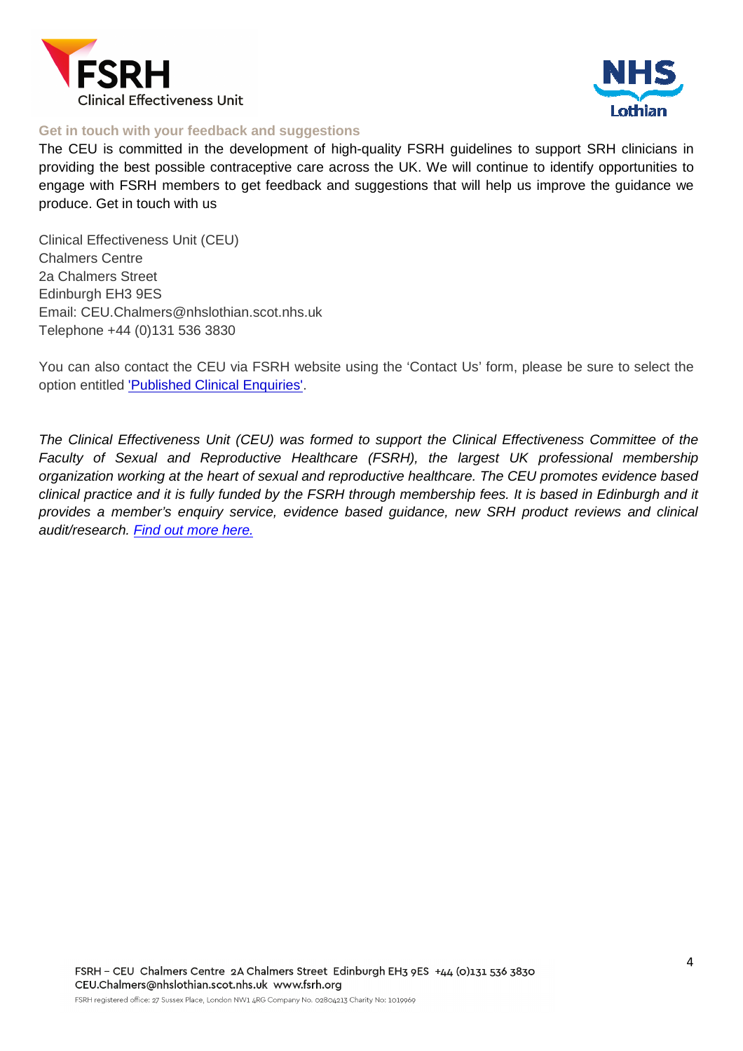## Get in touch with your feedback and suggestions

The CEU is committed in the development of high-quality FSRH guidelines to support SRH clinicians in providing the best possible contraceptive care across the UK. We will continue to identify opportunities to engage with FSRH members to get feedback and suggestions that will help us improve the guidance we produce. Get in touch with us

Clinical Effectiveness Unit (CEU)
Chalmers Centre
2a Chalmers Street
Edinburgh EH3 9ES
Email: CEU.Chalmers@nhslothian.scot.nhs.uk
Telephone +44 (0)131 536 3830

You can also contact the CEU via FSRH website using the 'Contact Us' form, please be sure to select the option entitled 'Published Clinical Enquiries'.

*The Clinical Effectiveness Unit (CEU) was formed to support the Clinical Effectiveness Committee of the Faculty of Sexual and Reproductive Healthcare (FSRH), the largest UK professional membership organization working at the heart of sexual and reproductive healthcare. The CEU promotes evidence based clinical practice and it is fully funded by the FSRH through membership fees. It is based in Edinburgh and it provides a member's enquiry service, evidence based guidance, new SRH product reviews and clinical audit/research. Find out more here.*